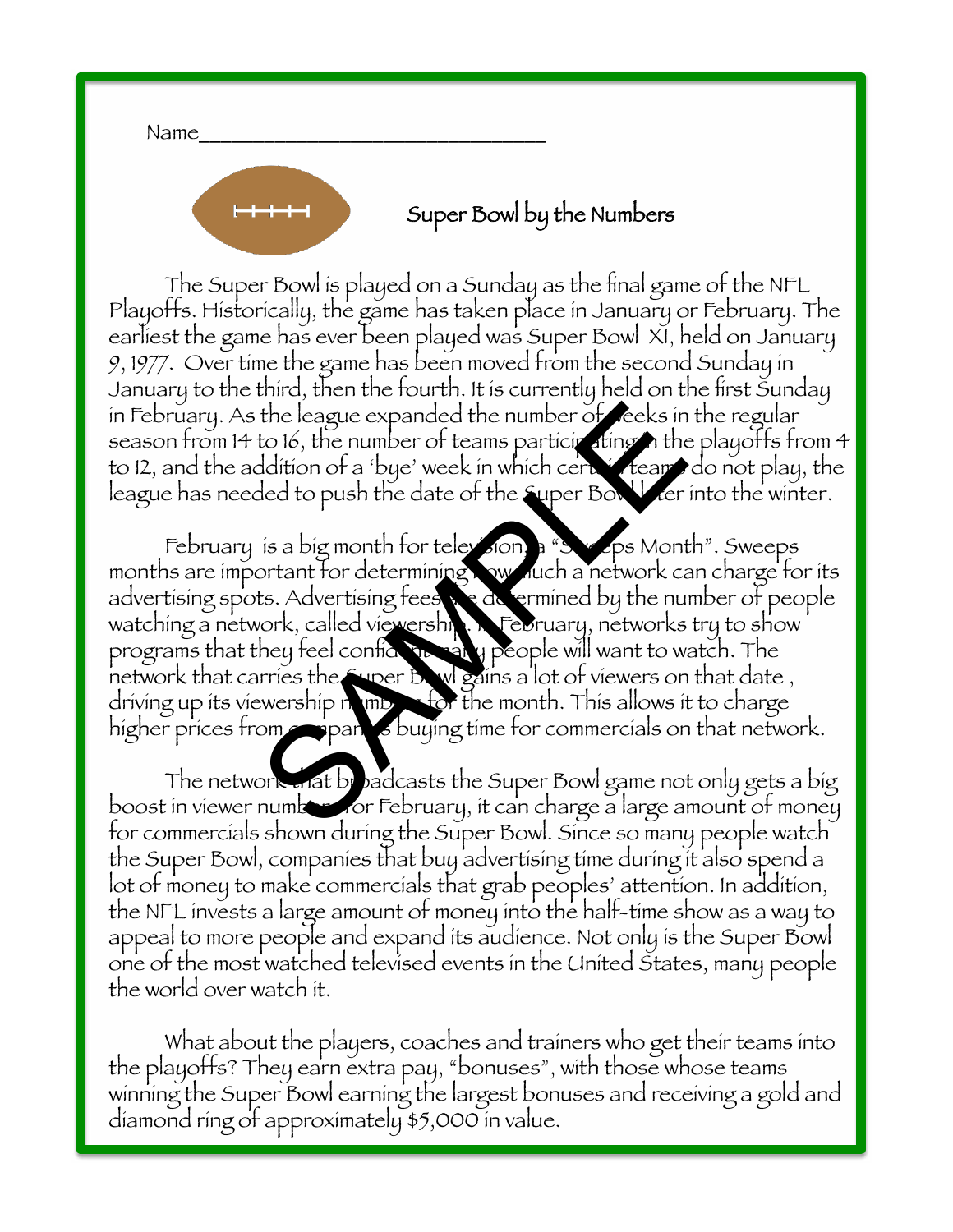Name_______________________________

# Super Bowl by the Numbers

The Super Bowl is played on a Sunday as the final game of the NFL Playoffs. Historically, the game has taken place in January or February. The earliest the game has ever been played was Super Bowl XI, held on January 9, 1977. Over time the game has been moved from the second Sunday in January to the third, then the fourth. It is currently held on the first Sunday in February. As the league expanded the number of weeks in the regular season from 14 to 16, the number of teams participating in the playoffs from 4 to 12, and the addition of a 'bye' week in which certain teams do not play, the league has needed to push the date of the Super Bowl later into the winter.

February is a big month for television, a "Sweeps Month". Sweeps months are important for determining how much a network can charge for its advertising spots. Advertising fees are determined by the number of people watching a network, called viewership. In February, networks try to show programs that they feel confident many people will want to watch. The network that carries the Super Bowl gains a lot of viewers on that date , driving up its viewership numbers for the month. This allows it to charge higher prices from companies buying time for commercials on that network.

The network that broadcasts the Super Bowl game not only gets a big boost in viewer numbers for February, it can charge a large amount of money for commercials shown during the Super Bowl. Since so many people watch the Super Bowl, companies that buy advertising time during it also spend a lot of money to make commercials that grab peoples' attention. In addition, the NFL invests a large amount of money into the half-time show as a way to appeal to more people and expand its audience. Not only is the Super Bowl one of the most watched televised events in the United States, many people the world over watch it.

What about the players, coaches and trainers who get their teams into the playoffs? They earn extra pay, "bonuses", with those whose teams winning the Super Bowl earning the largest bonuses and receiving a gold and diamond ring of approximately $5,000 in value.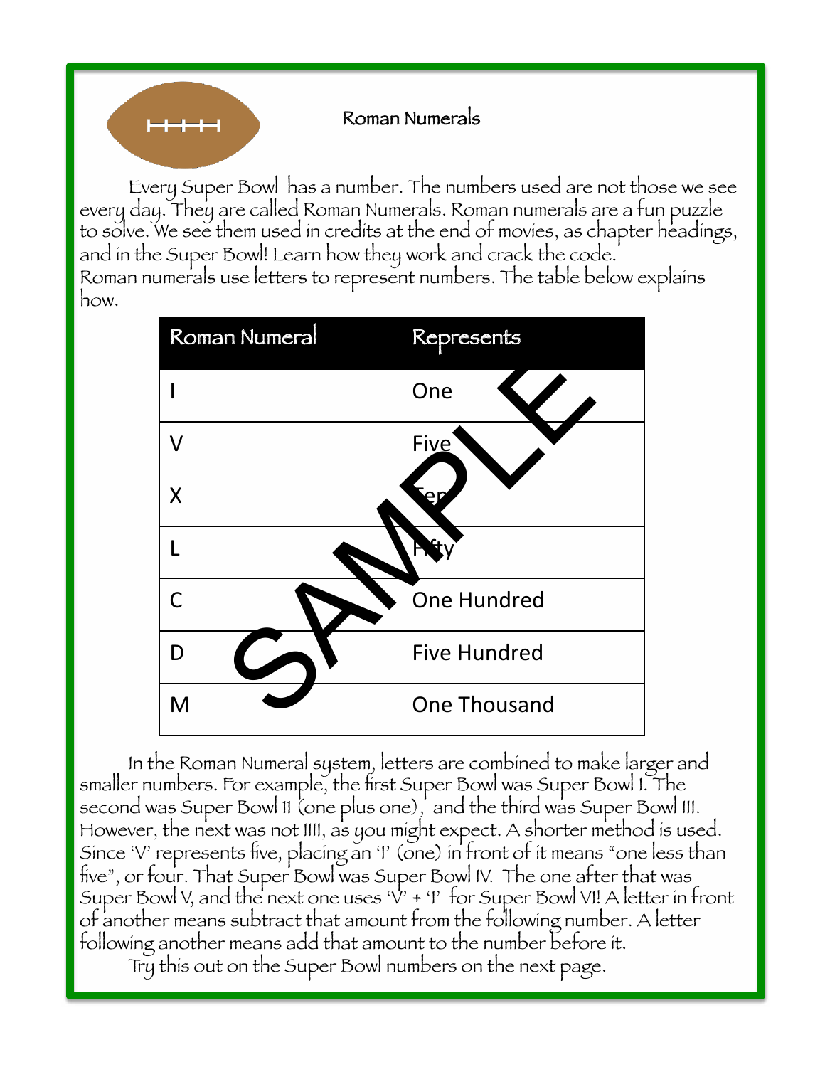# Roman Numerals

Every Super Bowl has a number. The numbers used are not those we see every day. They are called Roman Numerals. Roman numerals are a fun puzzle to solve. We see them used in credits at the end of movies, as chapter headings, and in the Super Bowl! Learn how they work and crack the code.

Roman numerals use letters to represent numbers. The table below explains how.

| Roman Numeral | Represents |
|---|---|
| I | One |
| V | Five |
| X | Ten |
| L | Fifty |
| C | One Hundred |
| D | Five Hundred |
| M | One Thousand |

In the Roman Numeral system, letters are combined to make larger and smaller numbers. For example, the first Super Bowl was Super Bowl I. The second was Super Bowl II (one plus one), and the third was Super Bowl III. However, the next was not IIII, as you might expect. A shorter method is used. Since 'V' represents five, placing an 'I' (one) in front of it means "one less than five", or four. That Super Bowl was Super Bowl IV. The one after that was Super Bowl V, and the next one uses 'V' + 'I' for Super Bowl VI! A letter in front of another means subtract that amount from the following number. A letter following another means add that amount to the number before it.

Try this out on the Super Bowl numbers on the next page.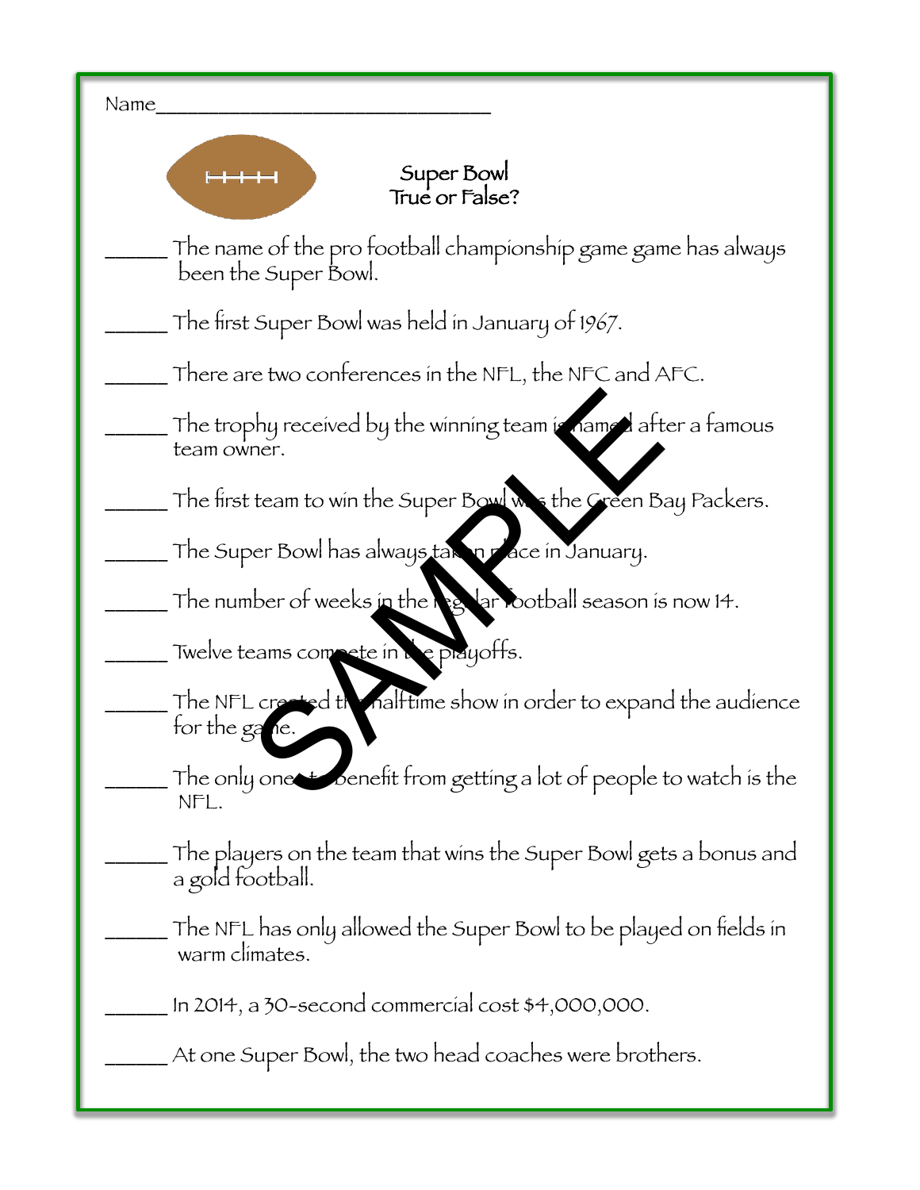Name________________________________

# Super Bowl
# True or False?

______ The name of the pro football championship game game has always been the Super Bowl.

______ The first Super Bowl was held in January of 1967.

______ There are two conferences in the NFL, the NFC and AFC.

______ The trophy received by the winning team is named after a famous team owner.

______ The first team to win the Super Bowl was the Green Bay Packers.

______ The Super Bowl has always taken place in January.

______ The number of weeks in the regular football season is now 14.

______ Twelve teams compete in the playoffs.

______ The NFL created the halftime show in order to expand the audience for the game.

______ The only one to benefit from getting a lot of people to watch is the NFL.

______ The players on the team that wins the Super Bowl gets a bonus and a gold football.

______ The NFL has only allowed the Super Bowl to be played on fields in warm climates.

______ In 2014, a 30-second commercial cost $4,000,000.

______ At one Super Bowl, the two head coaches were brothers.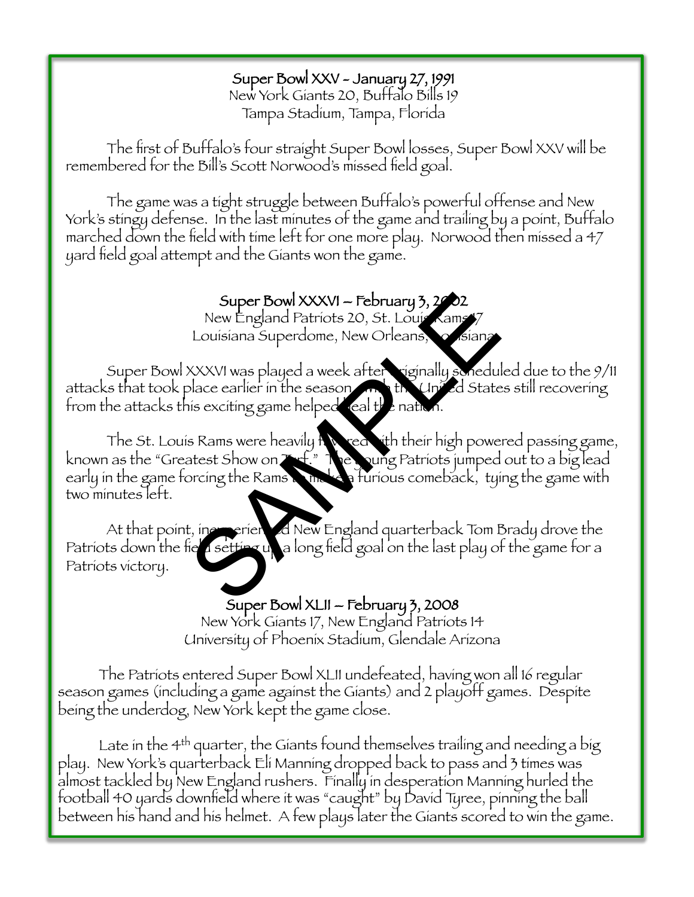**Super Bowl XXV – January 27, 1991**
New York Giants 20, Buffalo Bills 19
Tampa Stadium, Tampa, Florida

The first of Buffalo's four straight Super Bowl losses, Super Bowl XXV will be remembered for the Bill's Scott Norwood's missed field goal.

The game was a tight struggle between Buffalo's powerful offense and New York's stingy defense. In the last minutes of the game and trailing by a point, Buffalo marched down the field with time left for one more play. Norwood then missed a 47 yard field goal attempt and the Giants won the game.

**Super Bowl XXXVI – February 3, 2002**
New England Patriots 20, St. Louis Rams 17
Louisiana Superdome, New Orleans, Louisiana

Super Bowl XXXVI was played a week after originally scheduled due to the 9/11 attacks that took place earlier in the season. With the United States still recovering from the attacks this exciting game helped heal the nation.

The St. Louis Rams were heavily favored with their high powered passing game, known as the "Greatest Show on Turf." The young Patriots jumped out to a big lead early in the game forcing the Rams to make a furious comeback, tying the game with two minutes left.

At that point, inexperienced New England quarterback Tom Brady drove the Patriots down the field setting up a long field goal on the last play of the game for a Patriots victory.

**Super Bowl XLII – February 3, 2008**
New York Giants 17, New England Patriots 14
University of Phoenix Stadium, Glendale Arizona

The Patriots entered Super Bowl XLII undefeated, having won all 16 regular season games (including a game against the Giants) and 2 playoff games. Despite being the underdog, New York kept the game close.

Late in the 4th quarter, the Giants found themselves trailing and needing a big play. New York's quarterback Eli Manning dropped back to pass and 3 times was almost tackled by New England rushers. Finally in desperation Manning hurled the football 40 yards downfield where it was "caught" by David Tyree, pinning the ball between his hand and his helmet. A few plays later the Giants scored to win the game.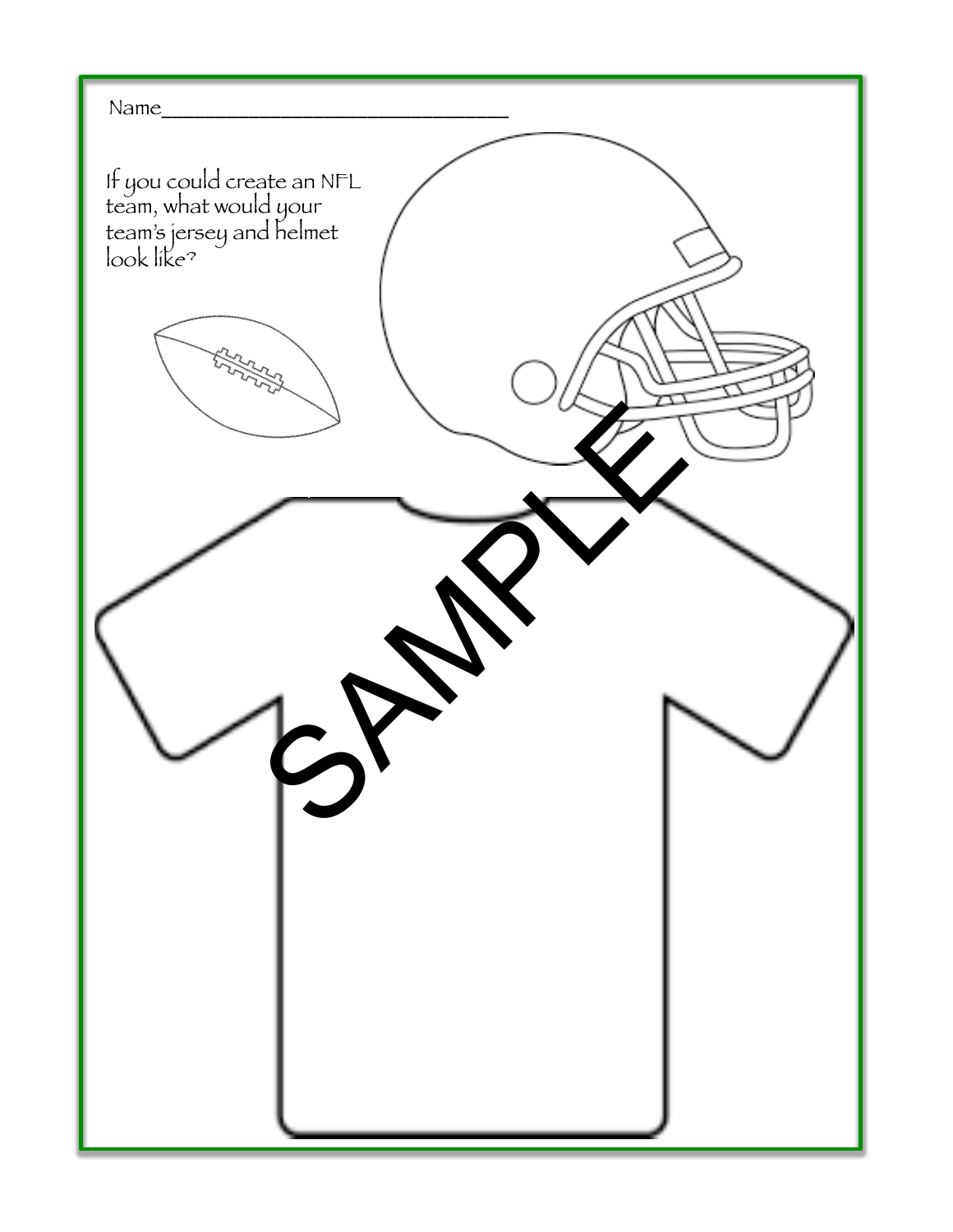Name_________________________________

If you could create an NFL team, what would your team's jersey and helmet look like?

SAMPLE